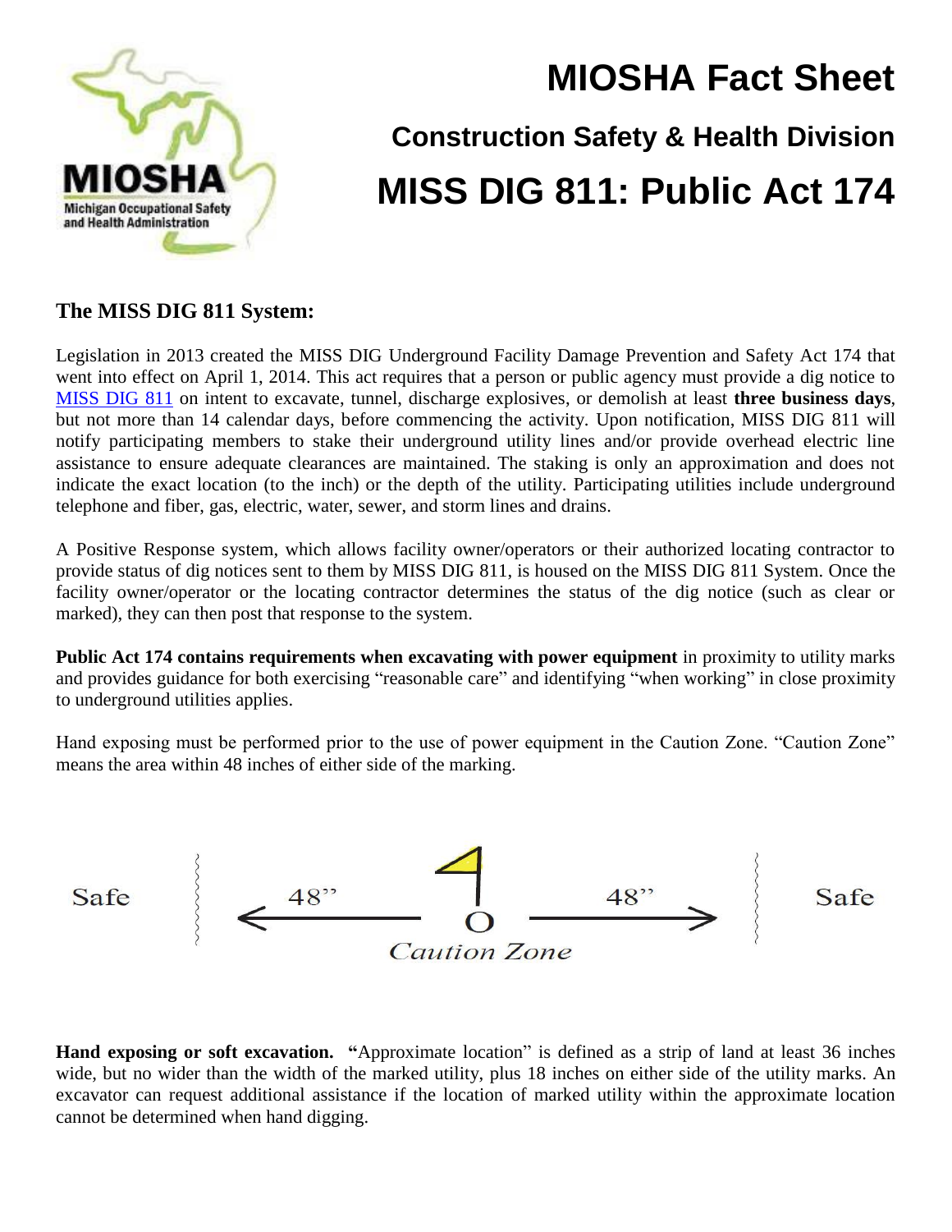# MIOSHA Fact Sheet

## Construction Safety & Health Division

# MISS DIG 811: Public Act 174

### The MISS DIG 811 System:

Legislation in 2013 created the MISS DIG Underground Facility Damage Prevention and Safety Act 174 that went into effect on April 1, 2014. This act requires that a person or public agency must provide a dig notice to MISS DIG 811 on intent to excavate, tunnel, discharge explosives, or demolish at least **three business days**, but not more than 14 calendar days, before commencing the activity. Upon notification, MISS DIG 811 will notify participating members to stake their underground utility lines and/or provide overhead electric line assistance to ensure adequate clearances are maintained. The staking is only an approximation and does not indicate the exact location (to the inch) or the depth of the utility. Participating utilities include underground telephone and fiber, gas, electric, water, sewer, and storm lines and drains.

A Positive Response system, which allows facility owner/operators or their authorized locating contractor to provide status of dig notices sent to them by MISS DIG 811, is housed on the MISS DIG 811 System. Once the facility owner/operator or the locating contractor determines the status of the dig notice (such as clear or marked), they can then post that response to the system.

**Public Act 174 contains requirements when excavating with power equipment** in proximity to utility marks and provides guidance for both exercising "reasonable care" and identifying "when working" in close proximity to underground utilities applies.

Hand exposing must be performed prior to the use of power equipment in the Caution Zone. "Caution Zone" means the area within 48 inches of either side of the marking.

Safe | ← 48" | 48" → | Safe

*Caution Zone*

**Hand exposing or soft excavation.** **"**Approximate location" is defined as a strip of land at least 36 inches wide, but no wider than the width of the marked utility, plus 18 inches on either side of the utility marks. An excavator can request additional assistance if the location of marked utility within the approximate location cannot be determined when hand digging.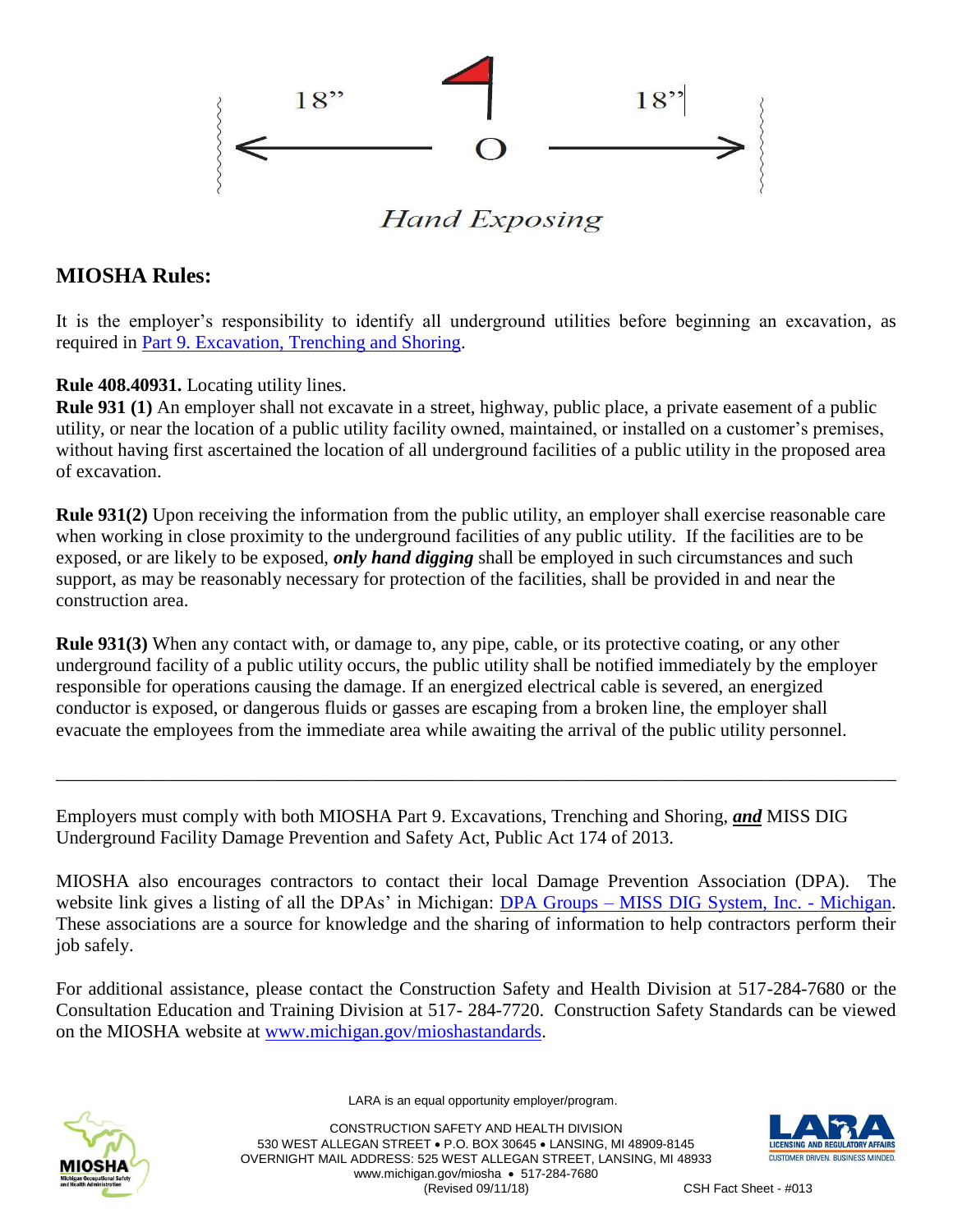18" 18"

O

*Hand Exposing*

## MIOSHA Rules:

It is the employer's responsibility to identify all underground utilities before beginning an excavation, as required in Part 9. Excavation, Trenching and Shoring.

**Rule 408.40931.** Locating utility lines.
**Rule 931 (1)** An employer shall not excavate in a street, highway, public place, a private easement of a public utility, or near the location of a public utility facility owned, maintained, or installed on a customer's premises, without having first ascertained the location of all underground facilities of a public utility in the proposed area of excavation.

**Rule 931(2)** Upon receiving the information from the public utility, an employer shall exercise reasonable care when working in close proximity to the underground facilities of any public utility. If the facilities are to be exposed, or are likely to be exposed, ***only hand digging*** shall be employed in such circumstances and such support, as may be reasonably necessary for protection of the facilities, shall be provided in and near the construction area.

**Rule 931(3)** When any contact with, or damage to, any pipe, cable, or its protective coating, or any other underground facility of a public utility occurs, the public utility shall be notified immediately by the employer responsible for operations causing the damage. If an energized electrical cable is severed, an energized conductor is exposed, or dangerous fluids or gasses are escaping from a broken line, the employer shall evacuate the employees from the immediate area while awaiting the arrival of the public utility personnel.

---

Employers must comply with both MIOSHA Part 9. Excavations, Trenching and Shoring, ***and*** MISS DIG Underground Facility Damage Prevention and Safety Act, Public Act 174 of 2013.

MIOSHA also encourages contractors to contact their local Damage Prevention Association (DPA). The website link gives a listing of all the DPAs' in Michigan: DPA Groups – MISS DIG System, Inc. - Michigan. These associations are a source for knowledge and the sharing of information to help contractors perform their job safely.

For additional assistance, please contact the Construction Safety and Health Division at 517-284-7680 or the Consultation Education and Training Division at 517- 284-7720. Construction Safety Standards can be viewed on the MIOSHA website at www.michigan.gov/mioshastandards.

LARA is an equal opportunity employer/program.

CONSTRUCTION SAFETY AND HEALTH DIVISION
530 WEST ALLEGAN STREET • P.O. BOX 30645 • LANSING, MI 48909-8145
OVERNIGHT MAIL ADDRESS: 525 WEST ALLEGAN STREET, LANSING, MI 48933
www.michigan.gov/miosha • 517-284-7680
(Revised 09/11/18)

CSH Fact Sheet - #013